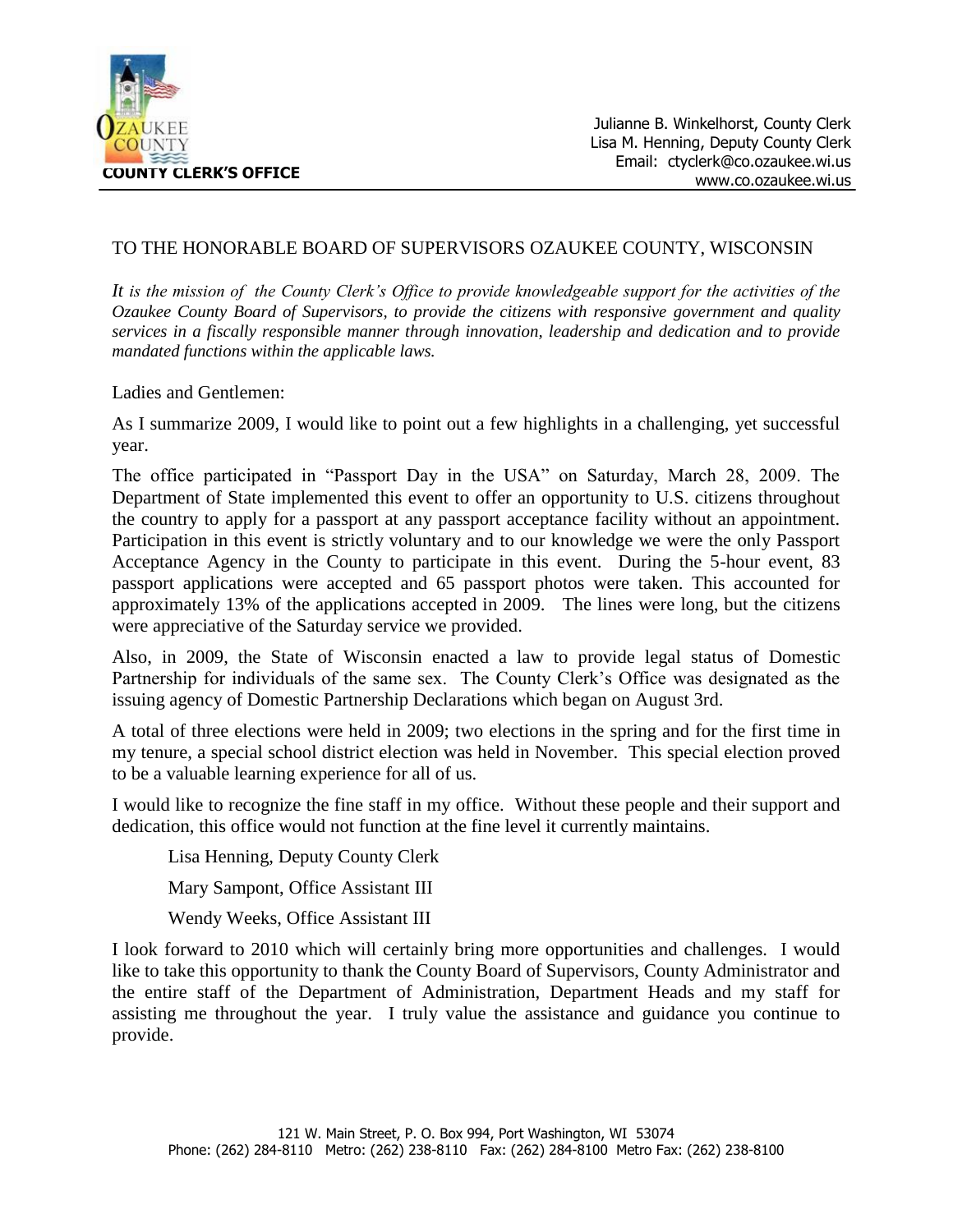**COUNTY CLERK'S OFFICE**

Julianne B. Winkelhorst, County Clerk
Lisa M. Henning, Deputy County Clerk
Email: ctyclerk@co.ozaukee.wi.us
www.co.ozaukee.wi.us

TO THE HONORABLE BOARD OF SUPERVISORS OZAUKEE COUNTY, WISCONSIN

*It is the mission of the County Clerk's Office to provide knowledgeable support for the activities of the Ozaukee County Board of Supervisors, to provide the citizens with responsive government and quality services in a fiscally responsible manner through innovation, leadership and dedication and to provide mandated functions within the applicable laws.*

Ladies and Gentlemen:

As I summarize 2009, I would like to point out a few highlights in a challenging, yet successful year.

The office participated in "Passport Day in the USA" on Saturday, March 28, 2009. The Department of State implemented this event to offer an opportunity to U.S. citizens throughout the country to apply for a passport at any passport acceptance facility without an appointment. Participation in this event is strictly voluntary and to our knowledge we were the only Passport Acceptance Agency in the County to participate in this event. During the 5-hour event, 83 passport applications were accepted and 65 passport photos were taken. This accounted for approximately 13% of the applications accepted in 2009. The lines were long, but the citizens were appreciative of the Saturday service we provided.

Also, in 2009, the State of Wisconsin enacted a law to provide legal status of Domestic Partnership for individuals of the same sex. The County Clerk's Office was designated as the issuing agency of Domestic Partnership Declarations which began on August 3rd.

A total of three elections were held in 2009; two elections in the spring and for the first time in my tenure, a special school district election was held in November. This special election proved to be a valuable learning experience for all of us.

I would like to recognize the fine staff in my office. Without these people and their support and dedication, this office would not function at the fine level it currently maintains.

Lisa Henning, Deputy County Clerk

Mary Sampont, Office Assistant III

Wendy Weeks, Office Assistant III

I look forward to 2010 which will certainly bring more opportunities and challenges. I would like to take this opportunity to thank the County Board of Supervisors, County Administrator and the entire staff of the Department of Administration, Department Heads and my staff for assisting me throughout the year. I truly value the assistance and guidance you continue to provide.

121 W. Main Street, P. O. Box 994, Port Washington, WI 53074
Phone: (262) 284-8110 Metro: (262) 238-8110 Fax: (262) 284-8100 Metro Fax: (262) 238-8100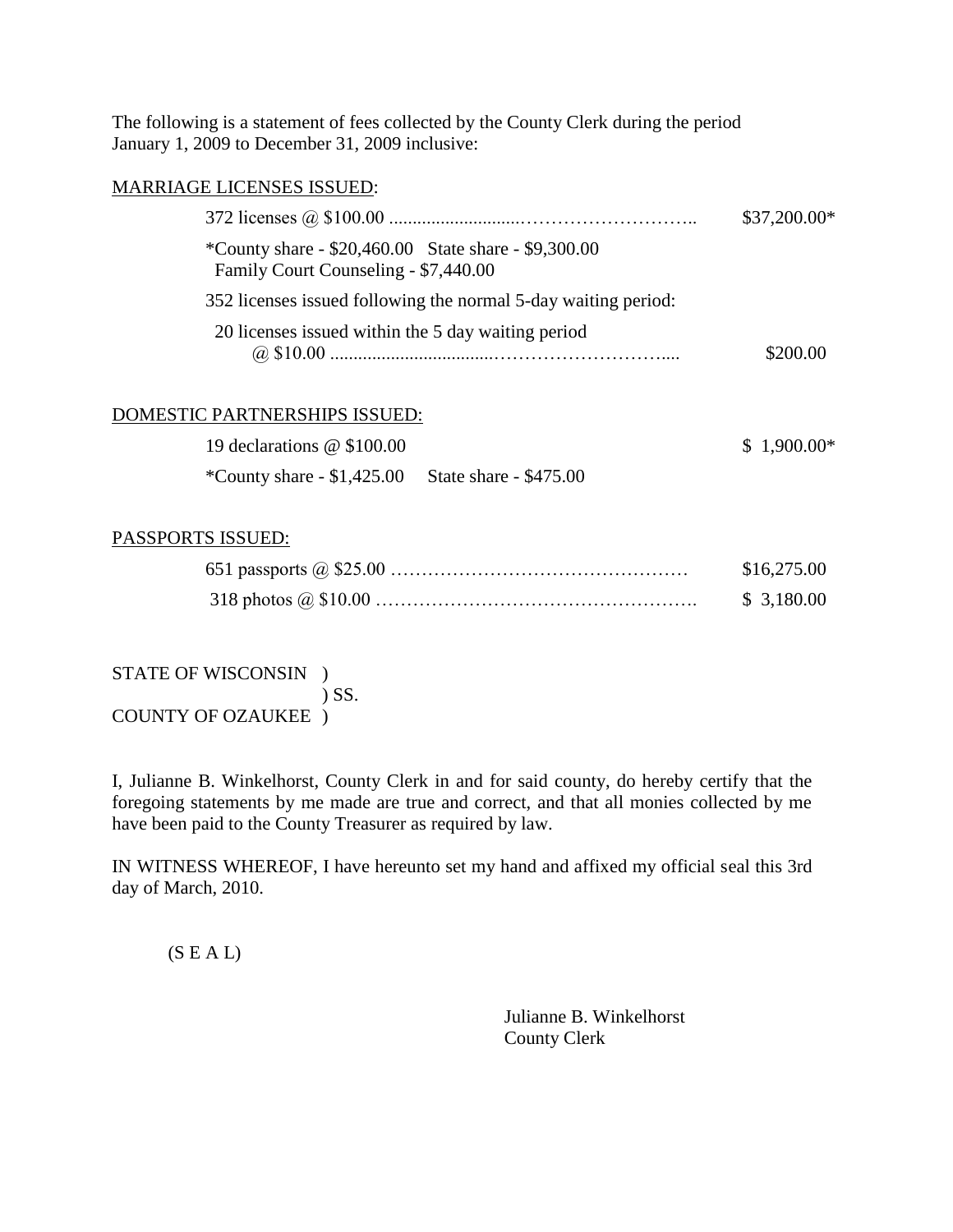The following is a statement of fees collected by the County Clerk during the period January 1, 2009 to December 31, 2009 inclusive:

<u>MARRIAGE LICENSES ISSUED</u>:

| | |
|---|---|
| 372 licenses @ $100.00 .......................................................... | $37,200.00* |
| *County share - $20,460.00 State share - $9,300.00<br>Family Court Counseling - $7,440.00 | |
| 352 licenses issued following the normal 5-day waiting period: | |
| 20 licenses issued within the 5 day waiting period<br>@ $10.00 ........................................................ | $200.00 |

<u>DOMESTIC PARTNERSHIPS ISSUED:</u>

| | |
|---|---|
| 19 declarations @ $100.00 | $ 1,900.00* |
| *County share - $1,425.00 State share - $475.00 | |

<u>PASSPORTS ISSUED:</u>

| | |
|---|---|
| 651 passports @ $25.00 ………………………………………… | $16,275.00 |
| 318 photos @ $10.00 ……………………………………………. | $ 3,180.00 |

STATE OF WISCONSIN )
) SS.
COUNTY OF OZAUKEE )

I, Julianne B. Winkelhorst, County Clerk in and for said county, do hereby certify that the foregoing statements by me made are true and correct, and that all monies collected by me have been paid to the County Treasurer as required by law.

IN WITNESS WHEREOF, I have hereunto set my hand and affixed my official seal this 3rd day of March, 2010.

(S E A L)

Julianne B. Winkelhorst
County Clerk